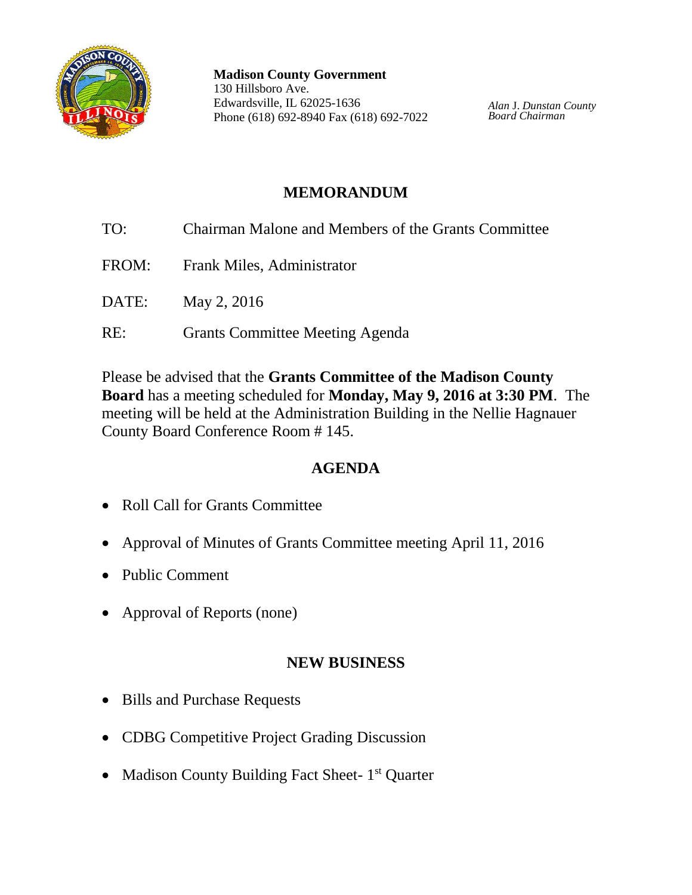**Madison County Government**
130 Hillsboro Ave.
Edwardsville, IL 62025-1636
Phone (618) 692-8940 Fax (618) 692-7022

*Alan J. Dunstan County Board Chairman*

## MEMORANDUM

TO: Chairman Malone and Members of the Grants Committee

FROM: Frank Miles, Administrator

DATE: May 2, 2016

RE: Grants Committee Meeting Agenda

Please be advised that the **Grants Committee of the Madison County Board** has a meeting scheduled for **Monday, May 9, 2016 at 3:30 PM**. The meeting will be held at the Administration Building in the Nellie Hagnauer County Board Conference Room # 145.

## AGENDA

- Roll Call for Grants Committee
- Approval of Minutes of Grants Committee meeting April 11, 2016
- Public Comment
- Approval of Reports (none)

## NEW BUSINESS

- Bills and Purchase Requests
- CDBG Competitive Project Grading Discussion
- Madison County Building Fact Sheet- 1st Quarter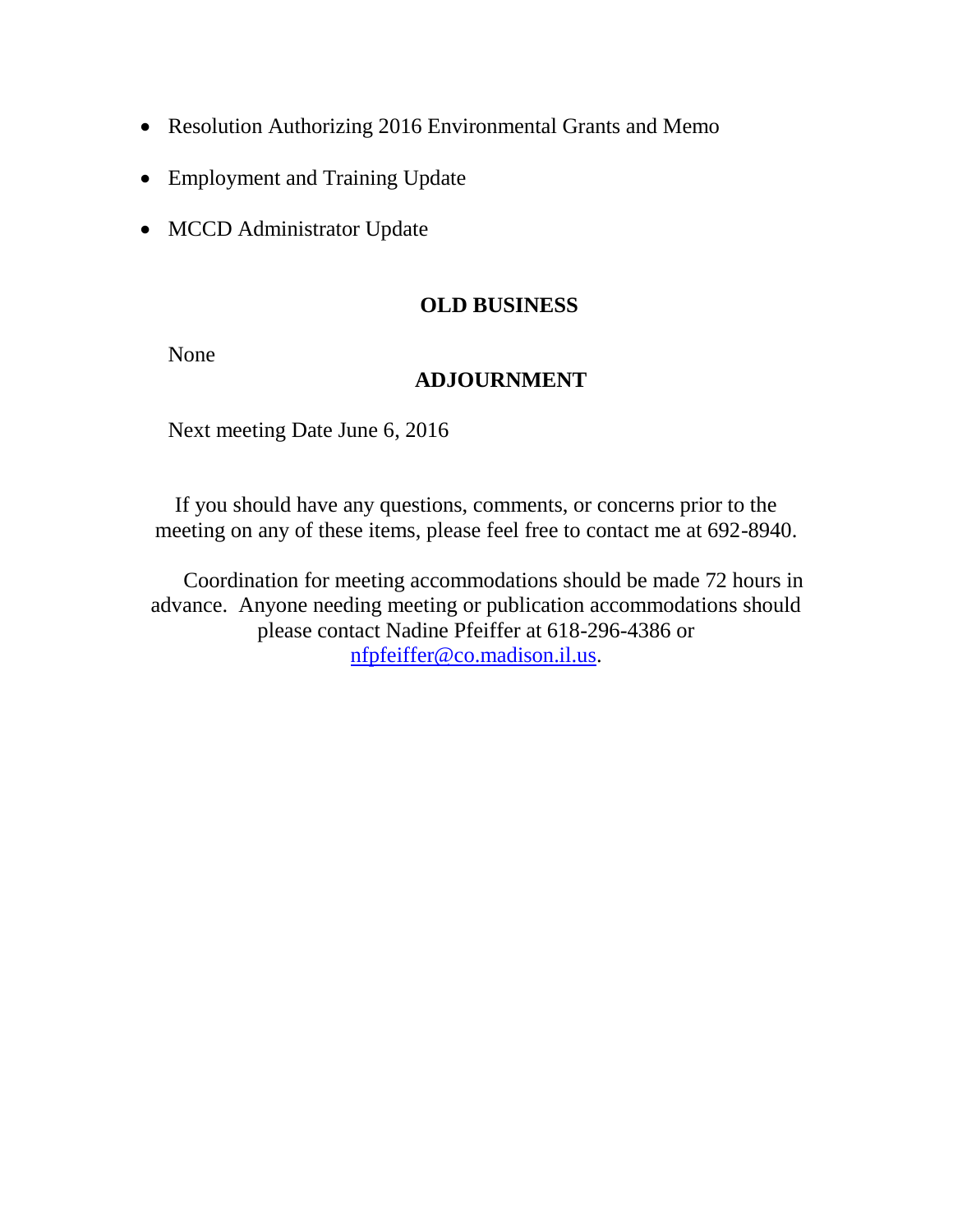- Resolution Authorizing 2016 Environmental Grants and Memo
- Employment and Training Update
- MCCD Administrator Update

**OLD BUSINESS**

None

**ADJOURNMENT**

Next meeting Date June 6, 2016

If you should have any questions, comments, or concerns prior to the meeting on any of these items, please feel free to contact me at 692-8940.

Coordination for meeting accommodations should be made 72 hours in advance. Anyone needing meeting or publication accommodations should please contact Nadine Pfeiffer at 618-296-4386 or nfpfeiffer@co.madison.il.us.